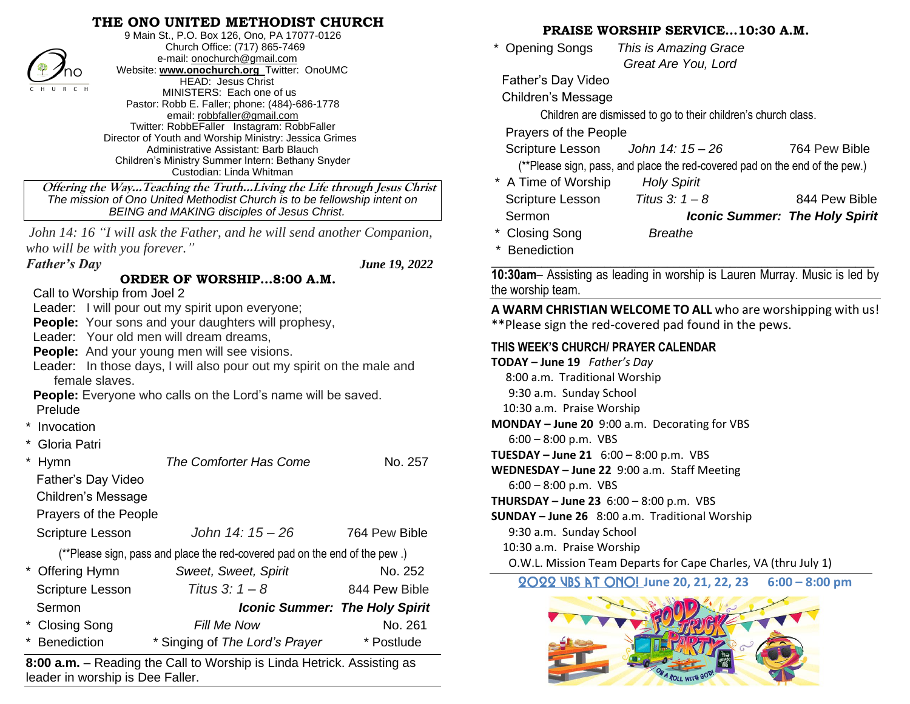# THE ONO UNITED METHODIST CHURCH

9 Main St., P.O. Box 126, Ono, PA 17077-0126
Church Office: (717) 865-7469
e-mail: onochurch@gmail.com
Website: **www.onochurch.org** Twitter: OnoUMC
HEAD: Jesus Christ
MINISTERS: Each one of us
Pastor: Robb E. Faller; phone: (484)-686-1778
email: robbfaller@gmail.com
Twitter: RobbEFaller Instagram: RobbFaller
Director of Youth and Worship Ministry: Jessica Grimes
Administrative Assistant: Barb Blauch
Children's Ministry Summer Intern: Bethany Snyder
Custodian: Linda Whitman

***Offering the Way…Teaching the Truth…Living the Life through Jesus Christ***
*The mission of Ono United Methodist Church is to be fellowship intent on BEING and MAKING disciples of Jesus Christ.*

*John 14: 16 "I will ask the Father, and he will send another Companion, who will be with you forever."*

***Father's Day*** ***June 19, 2022***

## ORDER OF WORSHIP…8:00 A.M.

Call to Worship from Joel 2
Leader: I will pour out my spirit upon everyone;
**People:** Your sons and your daughters will prophesy,
Leader: Your old men will dream dreams,
**People:** And your young men will see visions.
Leader: In those days, I will also pour out my spirit on the male and female slaves.
**People:** Everyone who calls on the Lord's name will be saved.

Prelude
\* Invocation
\* Gloria Patri
\* Hymn — *The Comforter Has Come* — No. 257
Father's Day Video
Children's Message
Prayers of the People
Scripture Lesson — *John 14: 15 – 26* — 764 Pew Bible
(**Please sign, pass and place the red-covered pad on the end of the pew .)
\* Offering Hymn — *Sweet, Sweet, Spirit* — No. 252
Scripture Lesson — *Titus 3: 1 – 8* — 844 Pew Bible
Sermon — ***Iconic Summer: The Holy Spirit***
\* Closing Song — *Fill Me Now* — No. 261
\* Benediction — \* Singing of *The Lord's Prayer* — \* Postlude

**8:00 a.m.** – Reading the Call to Worship is Linda Hetrick. Assisting as leader in worship is Dee Faller.

## PRAISE WORSHIP SERVICE…10:30 A.M.

\* Opening Songs — *This is Amazing Grace* / *Great Are You, Lord*
Father's Day Video
Children's Message
Children are dismissed to go to their children's church class.
Prayers of the People
Scripture Lesson — *John 14: 15 – 26* — 764 Pew Bible
(**Please sign, pass, and place the red-covered pad on the end of the pew.)
\* A Time of Worship — *Holy Spirit*
Scripture Lesson — *Titus 3: 1 – 8* — 844 Pew Bible
Sermon — ***Iconic Summer: The Holy Spirit***
\* Closing Song — *Breathe*
\* Benediction

**10:30am**– Assisting as leading in worship is Lauren Murray. Music is led by the worship team.

**A WARM CHRISTIAN WELCOME TO ALL** who are worshipping with us!
**Please sign the red-covered pad found in the pews.

### THIS WEEK'S CHURCH/ PRAYER CALENDAR

**TODAY – June 19** *Father's Day*
8:00 a.m. Traditional Worship
9:30 a.m. Sunday School
10:30 a.m. Praise Worship

**MONDAY – June 20** 9:00 a.m. Decorating for VBS
6:00 – 8:00 p.m. VBS

**TUESDAY – June 21** 6:00 – 8:00 p.m. VBS

**WEDNESDAY – June 22** 9:00 a.m. Staff Meeting
6:00 – 8:00 p.m. VBS

**THURSDAY – June 23** 6:00 – 8:00 p.m. VBS

**SUNDAY – June 26** 8:00 a.m. Traditional Worship
9:30 a.m. Sunday School
10:30 a.m. Praise Worship
O.W.L. Mission Team Departs for Cape Charles, VA (thru July 1)

**2022 VBS AT ONO! June 20, 21, 22, 23 6:00 – 8:00 pm**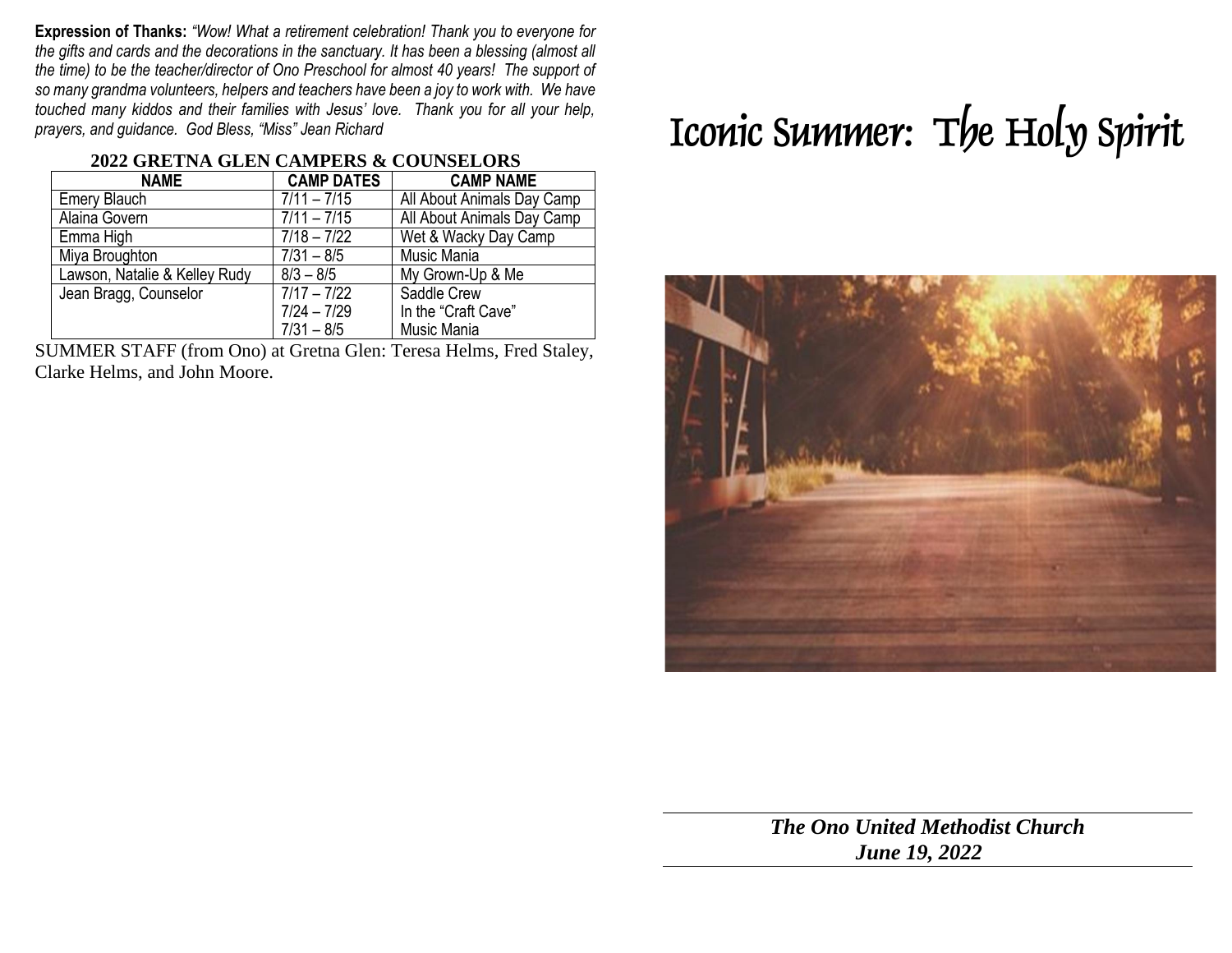**Expression of Thanks:** *"Wow! What a retirement celebration! Thank you to everyone for the gifts and cards and the decorations in the sanctuary. It has been a blessing (almost all the time) to be the teacher/director of Ono Preschool for almost 40 years! The support of so many grandma volunteers, helpers and teachers have been a joy to work with. We have touched many kiddos and their families with Jesus' love. Thank you for all your help, prayers, and guidance. God Bless, "Miss" Jean Richard*

**2022 GRETNA GLEN CAMPERS & COUNSELORS**

| NAME | CAMP DATES | CAMP NAME |
| --- | --- | --- |
| Emery Blauch | 7/11 – 7/15 | All About Animals Day Camp |
| Alaina Govern | 7/11 – 7/15 | All About Animals Day Camp |
| Emma High | 7/18 – 7/22 | Wet & Wacky Day Camp |
| Miya Broughton | 7/31 – 8/5 | Music Mania |
| Lawson, Natalie & Kelley Rudy | 8/3 – 8/5 | My Grown-Up & Me |
| Jean Bragg, Counselor | 7/17 – 7/22<br>7/24 – 7/29<br>7/31 – 8/5 | Saddle Crew<br>In the "Craft Cave"<br>Music Mania |

SUMMER STAFF (from Ono) at Gretna Glen: Teresa Helms, Fred Staley, Clarke Helms, and John Moore.

# Iconic Summer: The Holy Spirit

***The Ono United Methodist Church***
***June 19, 2022***